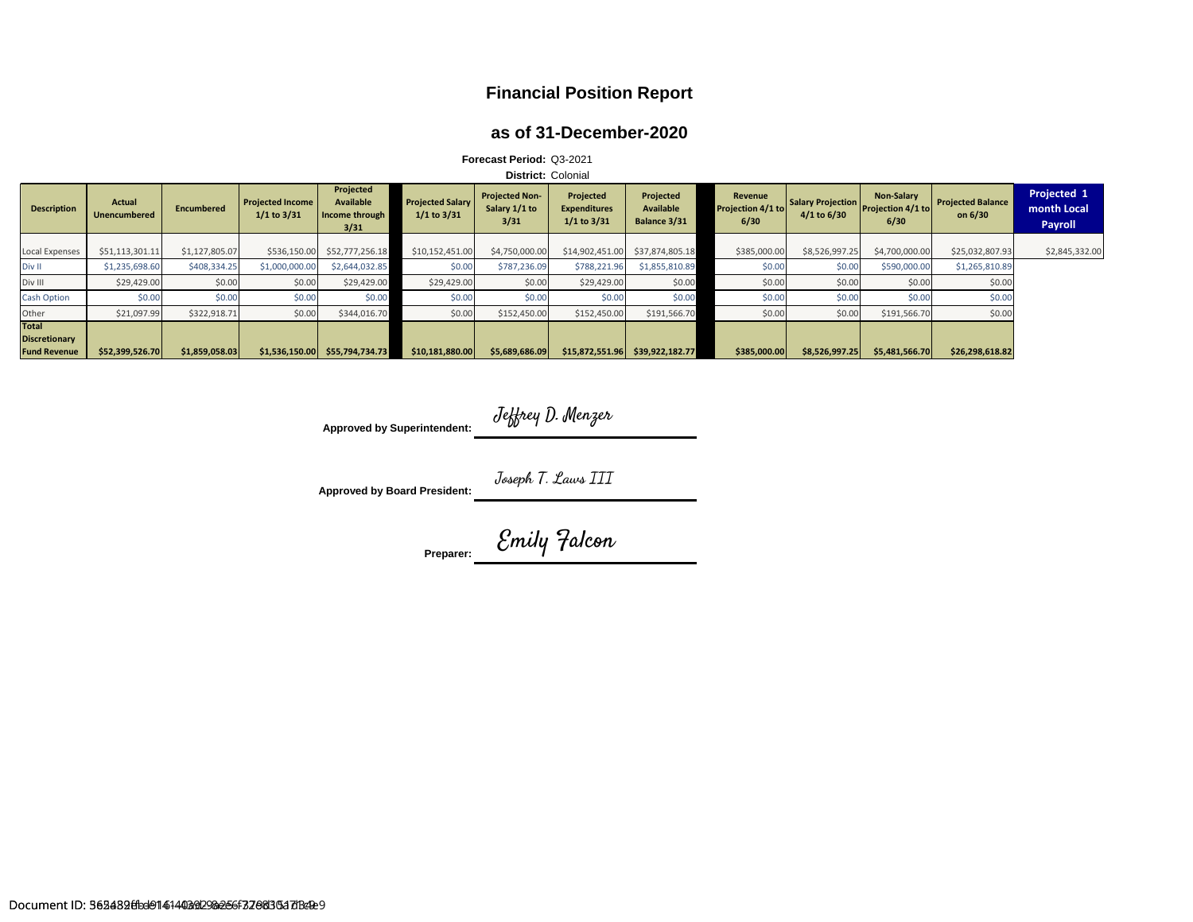# Financial Position Report

## as of 31-December-2020

**Forecast Period:** Q3-2021

**District:** Colonial

| Description | Actual Unencumbered | Encumbered | Projected Income 1/1 to 3/31 | Projected Available Income through 3/31 | Projected Salary 1/1 to 3/31 | Projected Non-Salary 1/1 to 3/31 | Projected Expenditures 1/1 to 3/31 | Projected Available Balance 3/31 | Revenue Projection 4/1 to 6/30 | Salary Projection 4/1 to 6/30 | Non-Salary Projection 4/1 to 6/30 | Projected Balance on 6/30 | Projected 1 month Local Payroll |
|---|---|---|---|---|---|---|---|---|---|---|---|---|---|
| Local Expenses | $51,113,301.11 | $1,127,805.07 | $536,150.00 | $52,777,256.18 | $10,152,451.00 | $4,750,000.00 | $14,902,451.00 | $37,874,805.18 | $385,000.00 | $8,526,997.25 | $4,700,000.00 | $25,032,807.93 | $2,845,332.00 |
| Div II | $1,235,698.60 | $408,334.25 | $1,000,000.00 | $2,644,032.85 | $0.00 | $787,236.09 | $788,221.96 | $1,855,810.89 | $0.00 | $0.00 | $590,000.00 | $1,265,810.89 | |
| Div III | $29,429.00 | $0.00 | $0.00 | $29,429.00 | $29,429.00 | $0.00 | $29,429.00 | $0.00 | $0.00 | $0.00 | $0.00 | $0.00 | |
| Cash Option | $0.00 | $0.00 | $0.00 | $0.00 | $0.00 | $0.00 | $0.00 | $0.00 | $0.00 | $0.00 | $0.00 | $0.00 | |
| Other | $21,097.99 | $322,918.71 | $0.00 | $344,016.70 | $0.00 | $152,450.00 | $152,450.00 | $191,566.70 | $0.00 | $0.00 | $191,566.70 | $0.00 | |
| **Total Discretionary Fund Revenue** | **$52,399,526.70** | **$1,859,058.03** | **$1,536,150.00** | **$55,794,734.73** | **$10,181,880.00** | **$5,689,686.09** | **$15,872,551.96** | **$39,922,182.77** | **$385,000.00** | **$8,526,997.25** | **$5,481,566.70** | **$26,298,618.82** | |

**Approved by Superintendent:** Jeffrey D. Menzer

**Approved by Board President:** Joseph T. Laws III

**Preparer:** Emily Falcon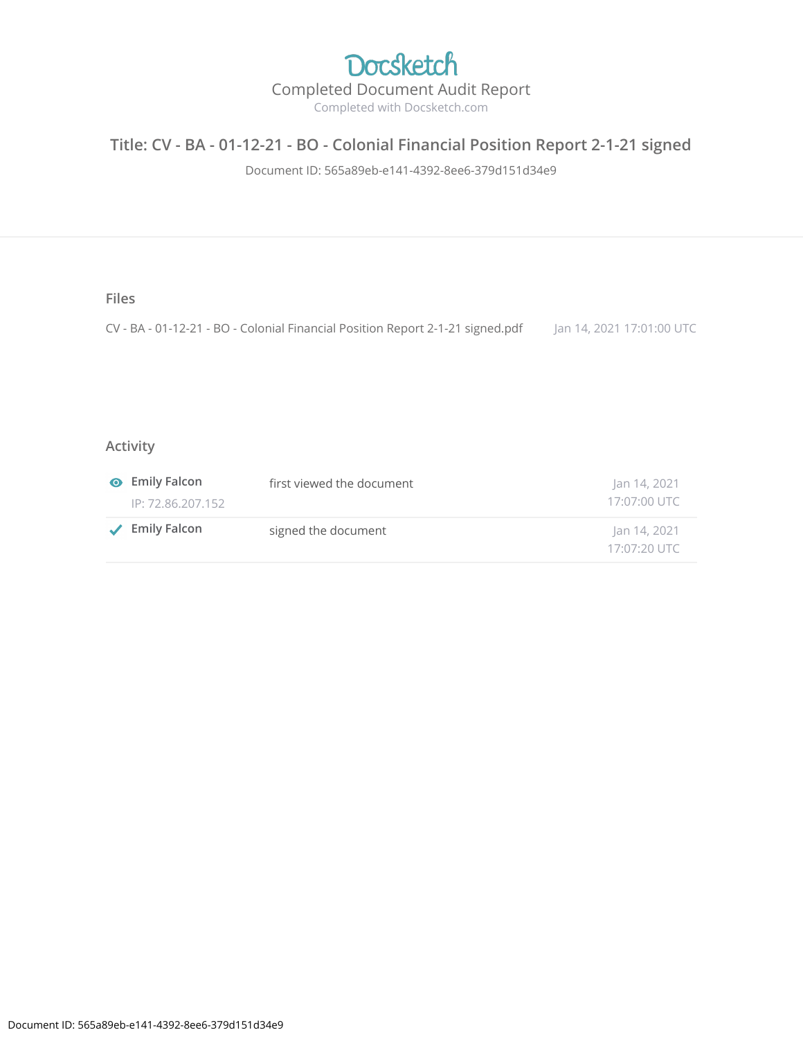# Docsketch

Completed Document Audit Report

Completed with Docsketch.com

## Title: CV - BA - 01-12-21 - BO - Colonial Financial Position Report 2-1-21 signed

Document ID: 565a89eb-e141-4392-8ee6-379d151d34e9

### Files

| | |
|---|---|
| CV - BA - 01-12-21 - BO - Colonial Financial Position Report 2-1-21 signed.pdf | Jan 14, 2021 17:01:00 UTC |

### Activity

| | | |
|---|---|---|
| **Emily Falcon** IP: 72.86.207.152 | first viewed the document | Jan 14, 2021 17:07:00 UTC |
| **Emily Falcon** | signed the document | Jan 14, 2021 17:07:20 UTC |

Document ID: 565a89eb-e141-4392-8ee6-379d151d34e9